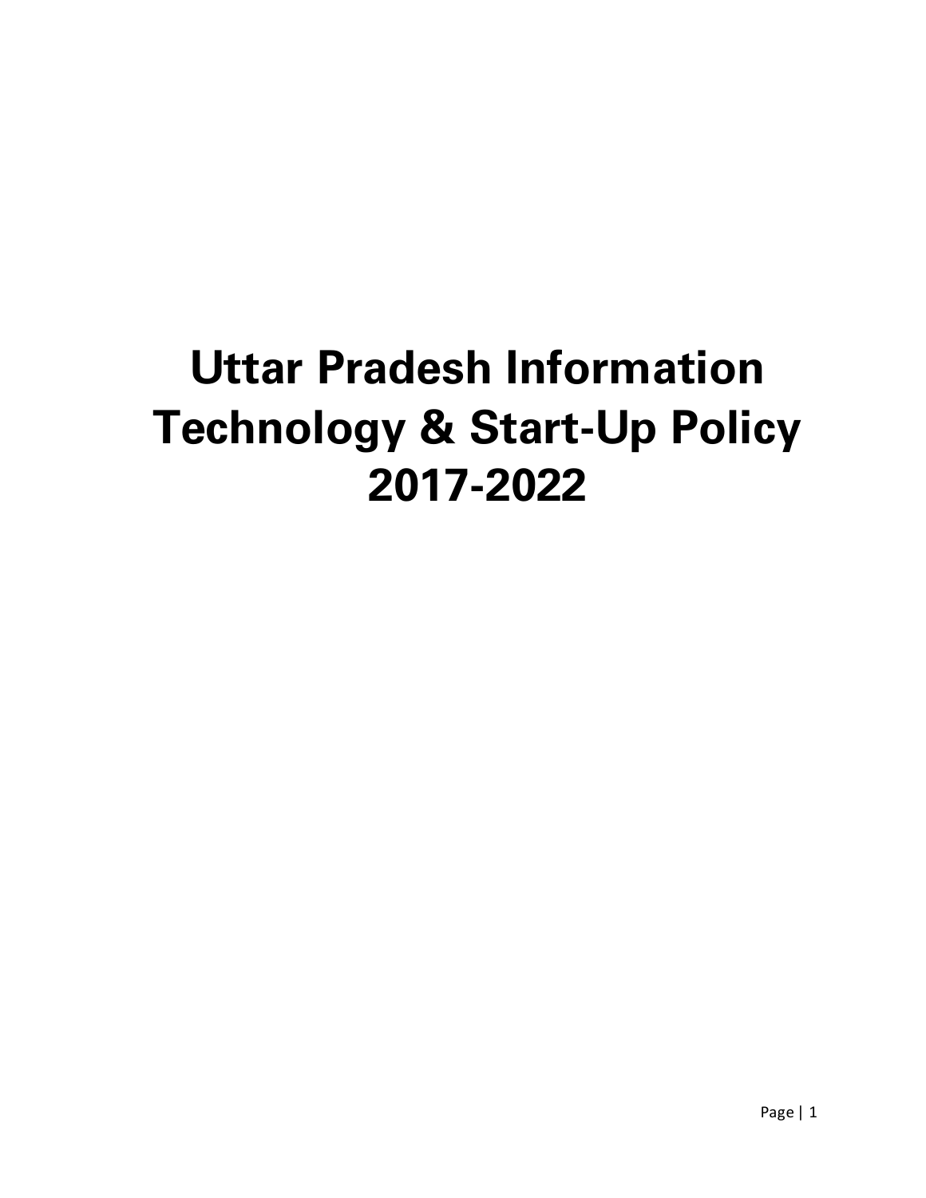# Uttar Pradesh Information Technology & Start-Up Policy 2017-2022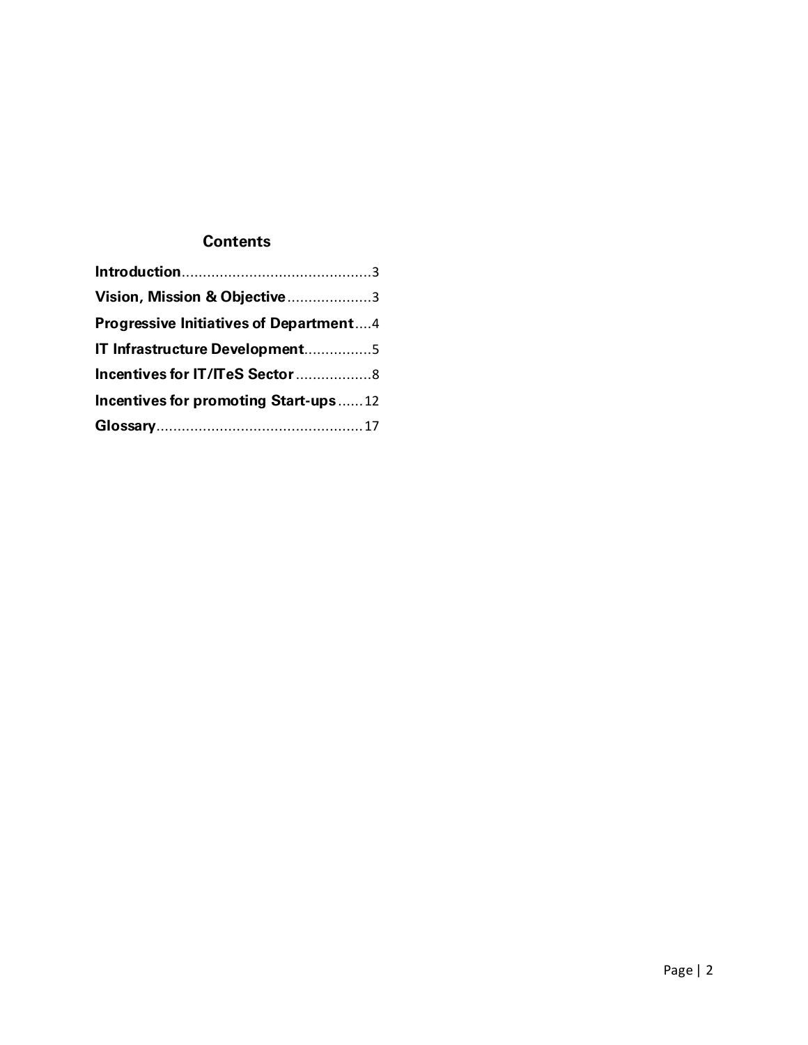## Contents

**Introduction**.............................................3

**Vision, Mission & Objective**....................3

**Progressive Initiatives of Department**....4

**IT Infrastructure Development**................5

**Incentives for IT/ITeS Sector**..................8

**Incentives for promoting Start-ups**......12

**Glossary**.................................................17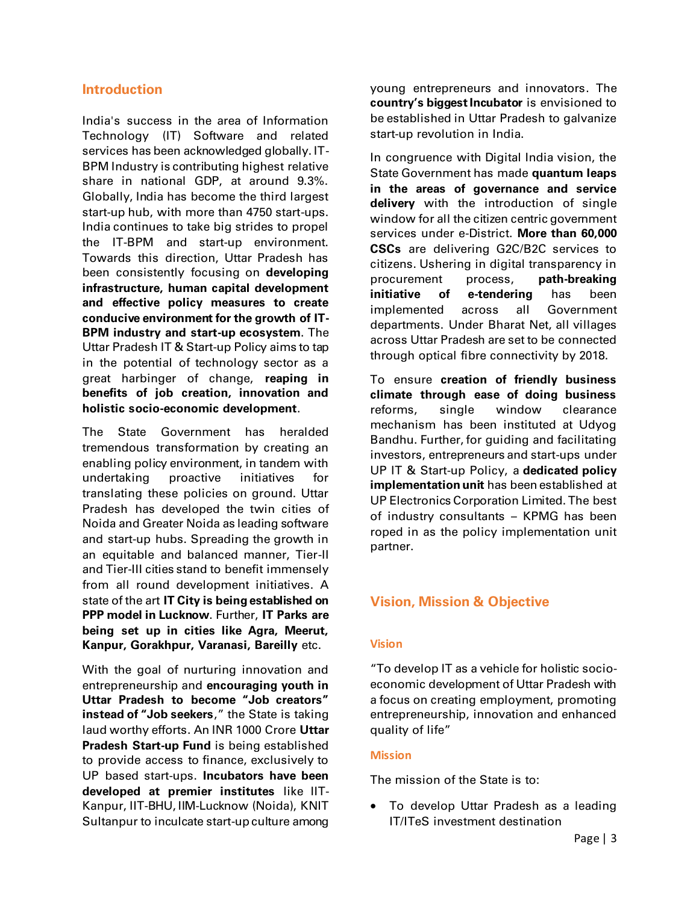## Introduction

India's success in the area of Information Technology (IT) Software and related services has been acknowledged globally. IT-BPM Industry is contributing highest relative share in national GDP, at around 9.3%. Globally, India has become the third largest start-up hub, with more than 4750 start-ups. India continues to take big strides to propel the IT-BPM and start-up environment. Towards this direction, Uttar Pradesh has been consistently focusing on **developing infrastructure, human capital development and effective policy measures to create conducive environment for the growth of IT-BPM industry and start-up ecosystem**. The Uttar Pradesh IT & Start-up Policy aims to tap in the potential of technology sector as a great harbinger of change, **reaping in benefits of job creation, innovation and holistic socio-economic development**.

The State Government has heralded tremendous transformation by creating an enabling policy environment, in tandem with undertaking proactive initiatives for translating these policies on ground. Uttar Pradesh has developed the twin cities of Noida and Greater Noida as leading software and start-up hubs. Spreading the growth in an equitable and balanced manner, Tier-II and Tier-III cities stand to benefit immensely from all round development initiatives. A state of the art **IT City is being established on PPP model in Lucknow**. Further, **IT Parks are being set up in cities like Agra, Meerut, Kanpur, Gorakhpur, Varanasi, Bareilly** etc.

With the goal of nurturing innovation and entrepreneurship and **encouraging youth in Uttar Pradesh to become "Job creators" instead of "Job seekers**," the State is taking laud worthy efforts. An INR 1000 Crore **Uttar Pradesh Start-up Fund** is being established to provide access to finance, exclusively to UP based start-ups. **Incubators have been developed at premier institutes** like IIT-Kanpur, IIT-BHU, IIM-Lucknow (Noida), KNIT Sultanpur to inculcate start-up culture among young entrepreneurs and innovators. The **country's biggest Incubator** is envisioned to be established in Uttar Pradesh to galvanize start-up revolution in India.

In congruence with Digital India vision, the State Government has made **quantum leaps in the areas of governance and service delivery** with the introduction of single window for all the citizen centric government services under e-District. **More than 60,000 CSCs** are delivering G2C/B2C services to citizens. Ushering in digital transparency in procurement process, **path-breaking initiative of e-tendering** has been implemented across all Government departments. Under Bharat Net, all villages across Uttar Pradesh are set to be connected through optical fibre connectivity by 2018.

To ensure **creation of friendly business climate through ease of doing business** reforms, single window clearance mechanism has been instituted at Udyog Bandhu. Further, for guiding and facilitating investors, entrepreneurs and start-ups under UP IT & Start-up Policy, a **dedicated policy implementation unit** has been established at UP Electronics Corporation Limited. The best of industry consultants – KPMG has been roped in as the policy implementation unit partner.

## Vision, Mission & Objective

### Vision

"To develop IT as a vehicle for holistic socio-economic development of Uttar Pradesh with a focus on creating employment, promoting entrepreneurship, innovation and enhanced quality of life"

### Mission

The mission of the State is to:

- To develop Uttar Pradesh as a leading IT/ITeS investment destination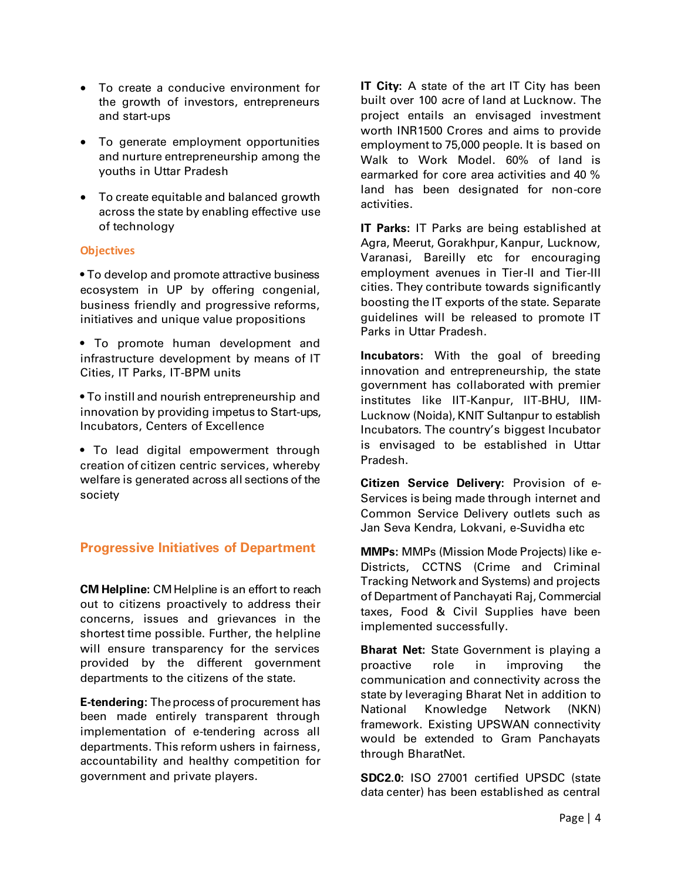- To create a conducive environment for the growth of investors, entrepreneurs and start-ups
- To generate employment opportunities and nurture entrepreneurship among the youths in Uttar Pradesh
- To create equitable and balanced growth across the state by enabling effective use of technology

### Objectives

- To develop and promote attractive business ecosystem in UP by offering congenial, business friendly and progressive reforms, initiatives and unique value propositions
- To promote human development and infrastructure development by means of IT Cities, IT Parks, IT-BPM units
- To instill and nourish entrepreneurship and innovation by providing impetus to Start-ups, Incubators, Centers of Excellence
- To lead digital empowerment through creation of citizen centric services, whereby welfare is generated across all sections of the society

## Progressive Initiatives of Department

**CM Helpline:** CM Helpline is an effort to reach out to citizens proactively to address their concerns, issues and grievances in the shortest time possible. Further, the helpline will ensure transparency for the services provided by the different government departments to the citizens of the state.

**E-tendering:** The process of procurement has been made entirely transparent through implementation of e-tendering across all departments. This reform ushers in fairness, accountability and healthy competition for government and private players.

**IT City:** A state of the art IT City has been built over 100 acre of land at Lucknow. The project entails an envisaged investment worth INR1500 Crores and aims to provide employment to 75,000 people. It is based on Walk to Work Model. 60% of land is earmarked for core area activities and 40 % land has been designated for non-core activities.

**IT Parks:** IT Parks are being established at Agra, Meerut, Gorakhpur, Kanpur, Lucknow, Varanasi, Bareilly etc for encouraging employment avenues in Tier-II and Tier-III cities. They contribute towards significantly boosting the IT exports of the state. Separate guidelines will be released to promote IT Parks in Uttar Pradesh.

**Incubators:** With the goal of breeding innovation and entrepreneurship, the state government has collaborated with premier institutes like IIT-Kanpur, IIT-BHU, IIM-Lucknow (Noida), KNIT Sultanpur to establish Incubators. The country's biggest Incubator is envisaged to be established in Uttar Pradesh.

**Citizen Service Delivery:** Provision of e-Services is being made through internet and Common Service Delivery outlets such as Jan Seva Kendra, Lokvani, e-Suvidha etc

**MMPs:** MMPs (Mission Mode Projects) like e-Districts, CCTNS (Crime and Criminal Tracking Network and Systems) and projects of Department of Panchayati Raj, Commercial taxes, Food & Civil Supplies have been implemented successfully.

**Bharat Net:** State Government is playing a proactive role in improving the communication and connectivity across the state by leveraging Bharat Net in addition to National Knowledge Network (NKN) framework. Existing UPSWAN connectivity would be extended to Gram Panchayats through BharatNet.

**SDC2.0:** ISO 27001 certified UPSDC (state data center) has been established as central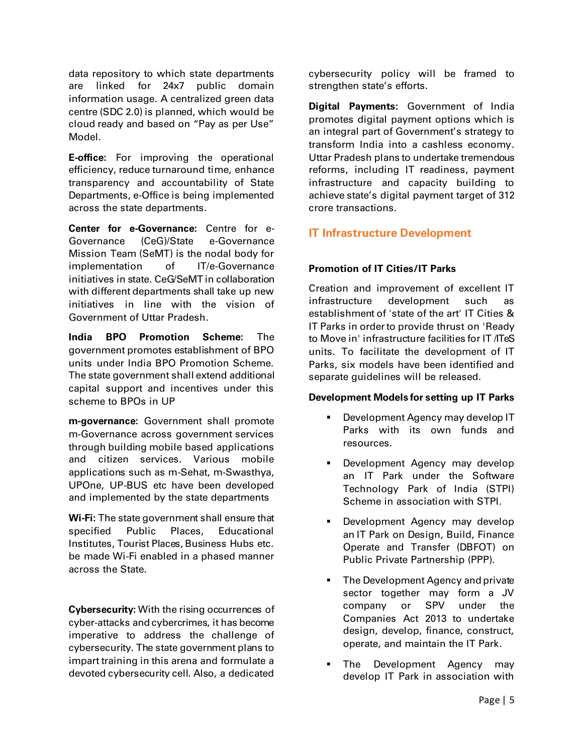data repository to which state departments are linked for 24x7 public domain information usage. A centralized green data centre (SDC 2.0) is planned, which would be cloud ready and based on “Pay as per Use” Model.

**E-office:** For improving the operational efficiency, reduce turnaround time, enhance transparency and accountability of State Departments, e-Office is being implemented across the state departments.

**Center for e-Governance:** Centre for e-Governance (CeG)/State e-Governance Mission Team (SeMT) is the nodal body for implementation of IT/e-Governance initiatives in state. CeG/SeMT in collaboration with different departments shall take up new initiatives in line with the vision of Government of Uttar Pradesh.

**India BPO Promotion Scheme:** The government promotes establishment of BPO units under India BPO Promotion Scheme. The state government shall extend additional capital support and incentives under this scheme to BPOs in UP

**m-governance:** Government shall promote m-Governance across government services through building mobile based applications and citizen services. Various mobile applications such as m-Sehat, m-Swasthya, UPOne, UP-BUS etc have been developed and implemented by the state departments

**Wi-Fi:** The state government shall ensure that specified Public Places, Educational Institutes, Tourist Places, Business Hubs etc. be made Wi-Fi enabled in a phased manner across the State.

**Cybersecurity:** With the rising occurrences of cyber-attacks and cybercrimes, it has become imperative to address the challenge of cybersecurity. The state government plans to impart training in this arena and formulate a devoted cybersecurity cell. Also, a dedicated cybersecurity policy will be framed to strengthen state’s efforts.

**Digital Payments:** Government of India promotes digital payment options which is an integral part of Government’s strategy to transform India into a cashless economy. Uttar Pradesh plans to undertake tremendous reforms, including IT readiness, payment infrastructure and capacity building to achieve state’s digital payment target of 312 crore transactions.

## IT Infrastructure Development

### Promotion of IT Cities/IT Parks

Creation and improvement of excellent IT infrastructure development such as establishment of 'state of the art' IT Cities & IT Parks in order to provide thrust on 'Ready to Move in' infrastructure facilities for IT /ITeS units. To facilitate the development of IT Parks, six models have been identified and separate guidelines will be released.

### Development Models for setting up IT Parks

- Development Agency may develop IT Parks with its own funds and resources.
- Development Agency may develop an IT Park under the Software Technology Park of India (STPI) Scheme in association with STPI.
- Development Agency may develop an IT Park on Design, Build, Finance Operate and Transfer (DBFOT) on Public Private Partnership (PPP).
- The Development Agency and private sector together may form a JV company or SPV under the Companies Act 2013 to undertake design, develop, finance, construct, operate, and maintain the IT Park.
- The Development Agency may develop IT Park in association with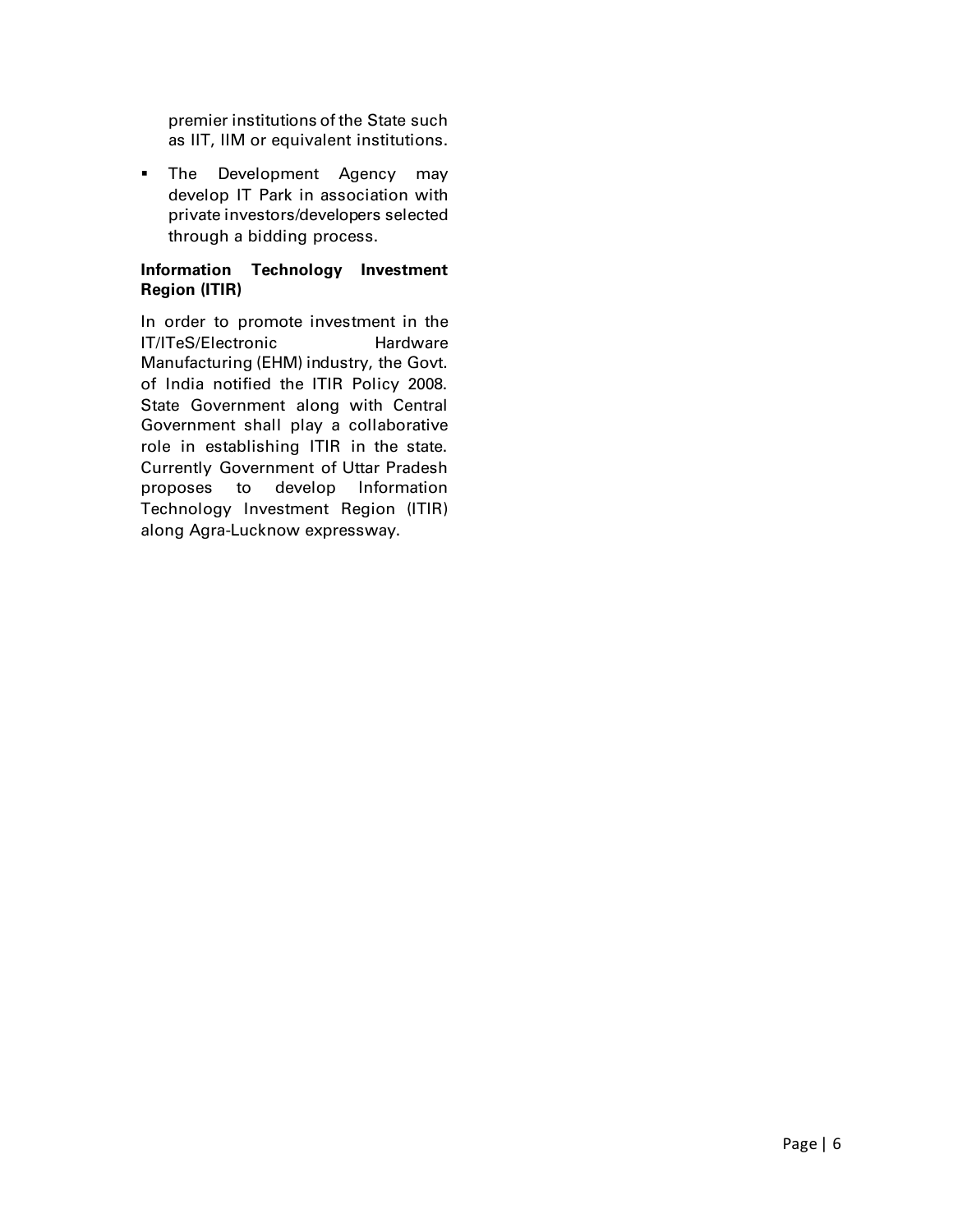premier institutions of the State such as IIT, IIM or equivalent institutions.

- The Development Agency may develop IT Park in association with private investors/developers selected through a bidding process.

**Information Technology Investment Region (ITIR)**

In order to promote investment in the IT/ITeS/Electronic Hardware Manufacturing (EHM) industry, the Govt. of India notified the ITIR Policy 2008. State Government along with Central Government shall play a collaborative role in establishing ITIR in the state. Currently Government of Uttar Pradesh proposes to develop Information Technology Investment Region (ITIR) along Agra-Lucknow expressway.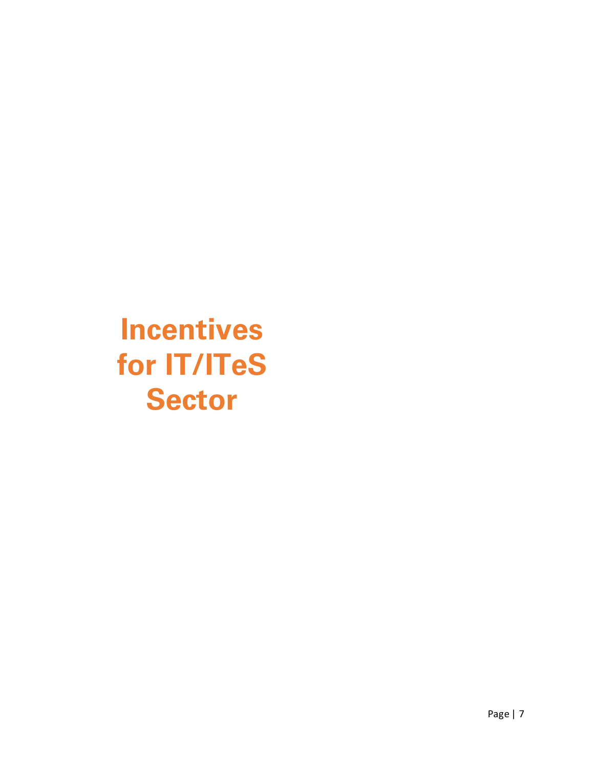# Incentives for IT/ITeS Sector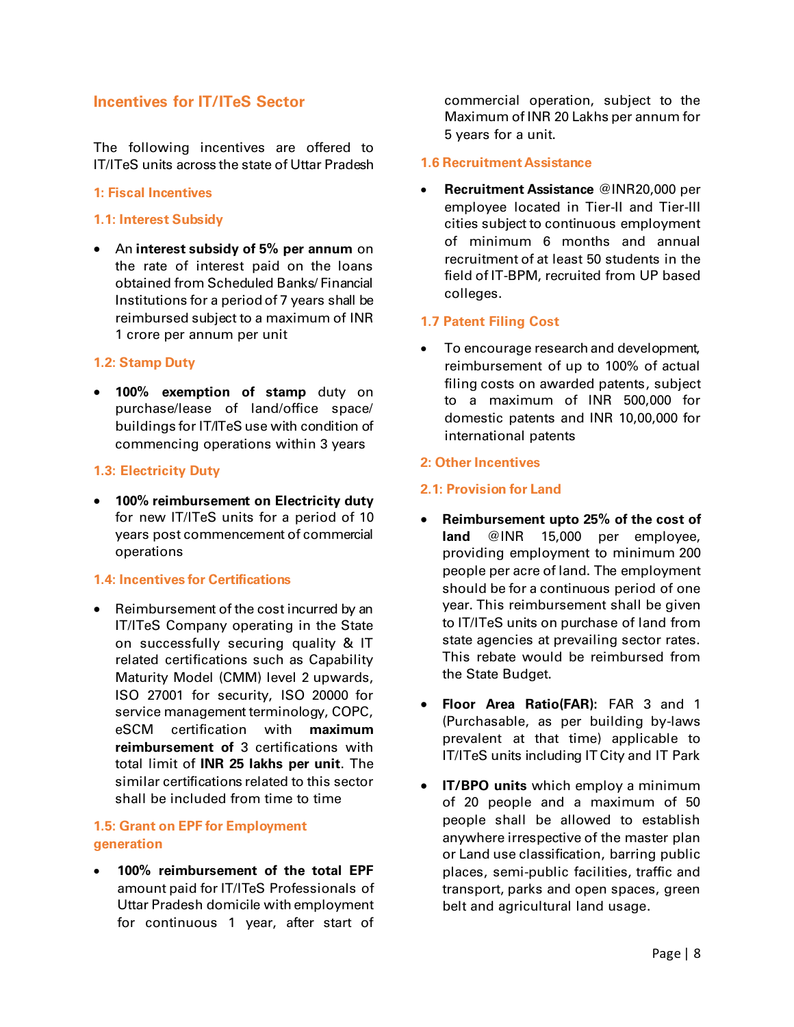## Incentives for IT/ITeS Sector

The following incentives are offered to IT/ITeS units across the state of Uttar Pradesh

### 1: Fiscal Incentives

#### 1.1: Interest Subsidy

- An **interest subsidy of 5% per annum** on the rate of interest paid on the loans obtained from Scheduled Banks/ Financial Institutions for a period of 7 years shall be reimbursed subject to a maximum of INR 1 crore per annum per unit

#### 1.2: Stamp Duty

- **100% exemption of stamp** duty on purchase/lease of land/office space/ buildings for IT/ITeS use with condition of commencing operations within 3 years

#### 1.3: Electricity Duty

- **100% reimbursement on Electricity duty** for new IT/ITeS units for a period of 10 years post commencement of commercial operations

#### 1.4: Incentives for Certifications

- Reimbursement of the cost incurred by an IT/ITeS Company operating in the State on successfully securing quality & IT related certifications such as Capability Maturity Model (CMM) level 2 upwards, ISO 27001 for security, ISO 20000 for service management terminology, COPC, eSCM certification with **maximum reimbursement of** 3 certifications with total limit of **INR 25 lakhs per unit**. The similar certifications related to this sector shall be included from time to time

#### 1.5: Grant on EPF for Employment generation

- **100% reimbursement of the total EPF** amount paid for IT/ITeS Professionals of Uttar Pradesh domicile with employment for continuous 1 year, after start of commercial operation, subject to the Maximum of INR 20 Lakhs per annum for 5 years for a unit.

#### 1.6 Recruitment Assistance

- **Recruitment Assistance** @INR20,000 per employee located in Tier-II and Tier-III cities subject to continuous employment of minimum 6 months and annual recruitment of at least 50 students in the field of IT-BPM, recruited from UP based colleges.

#### 1.7 Patent Filing Cost

- To encourage research and development, reimbursement of up to 100% of actual filing costs on awarded patents, subject to a maximum of INR 500,000 for domestic patents and INR 10,00,000 for international patents

### 2: Other Incentives

#### 2.1: Provision for Land

- **Reimbursement upto 25% of the cost of land** @INR 15,000 per employee, providing employment to minimum 200 people per acre of land. The employment should be for a continuous period of one year. This reimbursement shall be given to IT/ITeS units on purchase of land from state agencies at prevailing sector rates. This rebate would be reimbursed from the State Budget.

- **Floor Area Ratio(FAR):** FAR 3 and 1 (Purchasable, as per building by-laws prevalent at that time) applicable to IT/ITeS units including IT City and IT Park

- **IT/BPO units** which employ a minimum of 20 people and a maximum of 50 people shall be allowed to establish anywhere irrespective of the master plan or Land use classification, barring public places, semi-public facilities, traffic and transport, parks and open spaces, green belt and agricultural land usage.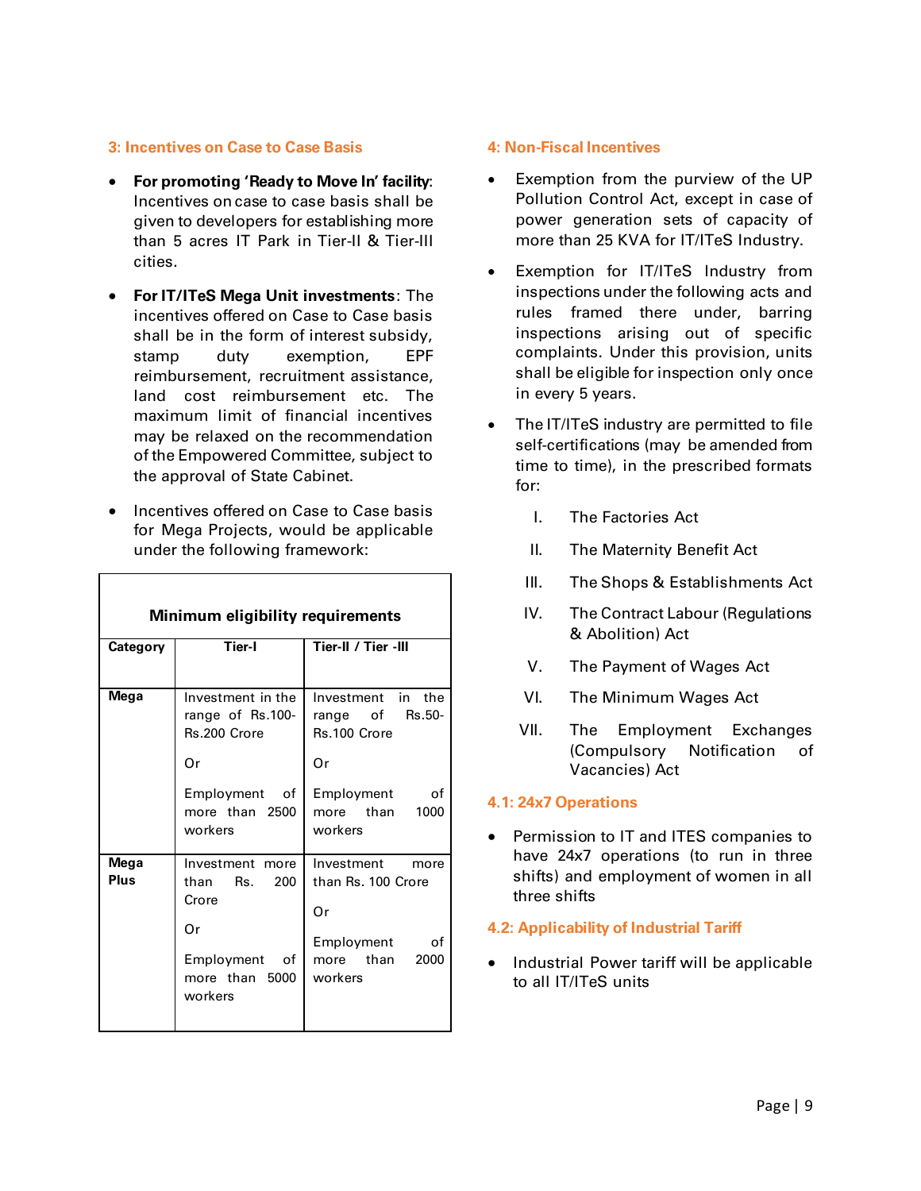### 3: Incentives on Case to Case Basis

- **For promoting 'Ready to Move In' facility**: Incentives on case to case basis shall be given to developers for establishing more than 5 acres IT Park in Tier-II & Tier-III cities.
- **For IT/ITeS Mega Unit investments**: The incentives offered on Case to Case basis shall be in the form of interest subsidy, stamp duty exemption, EPF reimbursement, recruitment assistance, land cost reimbursement etc. The maximum limit of financial incentives may be relaxed on the recommendation of the Empowered Committee, subject to the approval of State Cabinet.
- Incentives offered on Case to Case basis for Mega Projects, would be applicable under the following framework:

| **Minimum eligibility requirements** | | |
|---|---|---|
| **Category** | **Tier-I** | **Tier-II / Tier -III** |
| **Mega** | Investment in the range of Rs.100-Rs.200 Crore<br><br>Or<br><br>Employment of more than 2500 workers | Investment in the range of Rs.50-Rs.100 Crore<br><br>Or<br><br>Employment of more than 1000 workers |
| **Mega Plus** | Investment more than Rs. 200 Crore<br><br>Or<br><br>Employment of more than 5000 workers | Investment more than Rs. 100 Crore<br><br>Or<br><br>Employment of more than 2000 workers |

### 4: Non-Fiscal Incentives

- Exemption from the purview of the UP Pollution Control Act, except in case of power generation sets of capacity of more than 25 KVA for IT/ITeS Industry.
- Exemption for IT/ITeS Industry from inspections under the following acts and rules framed there under, barring inspections arising out of specific complaints. Under this provision, units shall be eligible for inspection only once in every 5 years.
- The IT/ITeS industry are permitted to file self-certifications (may be amended from time to time), in the prescribed formats for:

  I. The Factories Act

  II. The Maternity Benefit Act

  III. The Shops & Establishments Act

  IV. The Contract Labour (Regulations & Abolition) Act

  V. The Payment of Wages Act

  VI. The Minimum Wages Act

  VII. The Employment Exchanges (Compulsory Notification of Vacancies) Act

### 4.1: 24x7 Operations

- Permission to IT and ITES companies to have 24x7 operations (to run in three shifts) and employment of women in all three shifts

### 4.2: Applicability of Industrial Tariff

- Industrial Power tariff will be applicable to all IT/ITeS units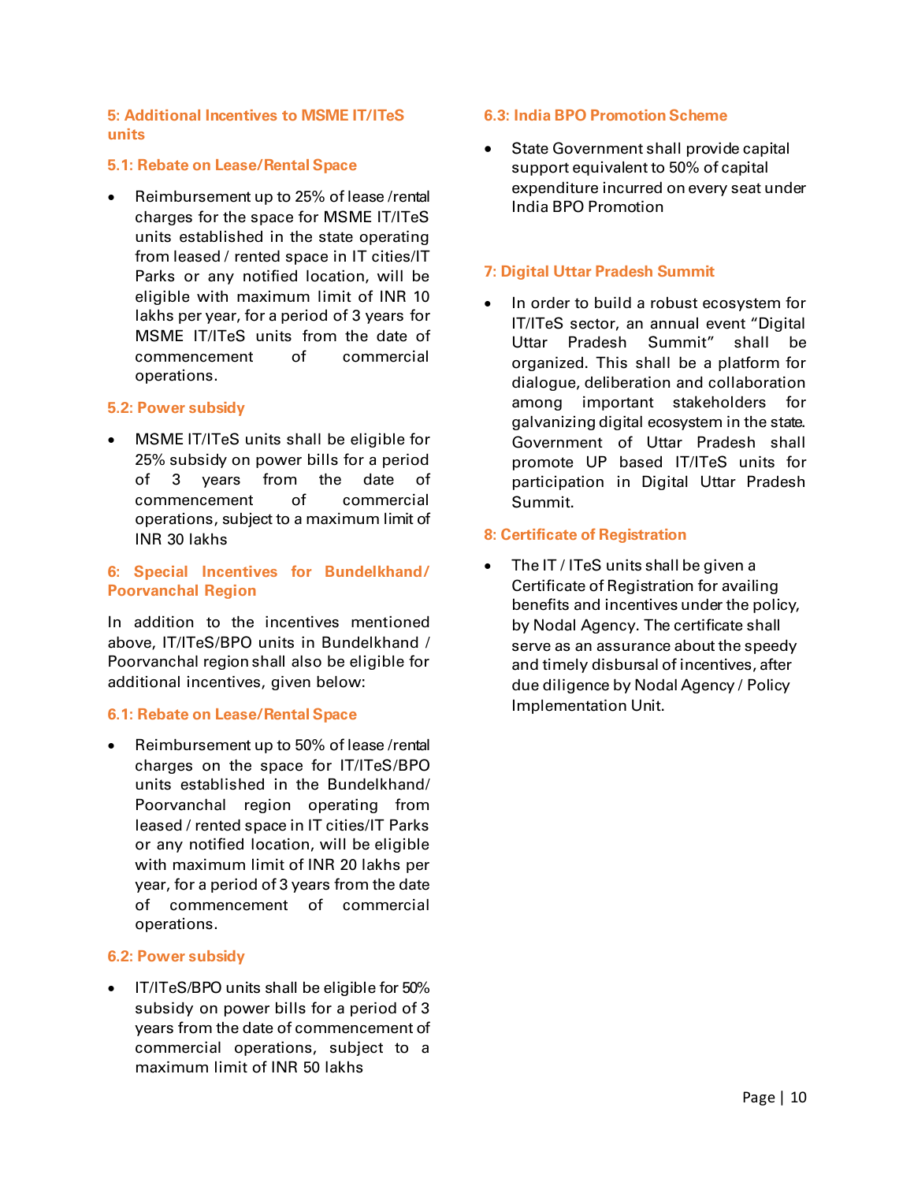## 5: Additional Incentives to MSME IT/ITeS units

### 5.1: Rebate on Lease/Rental Space

- Reimbursement up to 25% of lease /rental charges for the space for MSME IT/ITeS units established in the state operating from leased / rented space in IT cities/IT Parks or any notified location, will be eligible with maximum limit of INR 10 lakhs per year, for a period of 3 years for MSME IT/ITeS units from the date of commencement of commercial operations.

### 5.2: Power subsidy

- MSME IT/ITeS units shall be eligible for 25% subsidy on power bills for a period of 3 years from the date of commencement of commercial operations, subject to a maximum limit of INR 30 lakhs

## 6: Special Incentives for Bundelkhand/ Poorvanchal Region

In addition to the incentives mentioned above, IT/ITeS/BPO units in Bundelkhand / Poorvanchal region shall also be eligible for additional incentives, given below:

### 6.1: Rebate on Lease/Rental Space

- Reimbursement up to 50% of lease /rental charges on the space for IT/ITeS/BPO units established in the Bundelkhand/ Poorvanchal region operating from leased / rented space in IT cities/IT Parks or any notified location, will be eligible with maximum limit of INR 20 lakhs per year, for a period of 3 years from the date of commencement of commercial operations.

### 6.2: Power subsidy

- IT/ITeS/BPO units shall be eligible for 50% subsidy on power bills for a period of 3 years from the date of commencement of commercial operations, subject to a maximum limit of INR 50 lakhs

### 6.3: India BPO Promotion Scheme

- State Government shall provide capital support equivalent to 50% of capital expenditure incurred on every seat under India BPO Promotion

## 7: Digital Uttar Pradesh Summit

- In order to build a robust ecosystem for IT/ITeS sector, an annual event "Digital Uttar Pradesh Summit" shall be organized. This shall be a platform for dialogue, deliberation and collaboration among important stakeholders for galvanizing digital ecosystem in the state. Government of Uttar Pradesh shall promote UP based IT/ITeS units for participation in Digital Uttar Pradesh Summit.

## 8: Certificate of Registration

- The IT / ITeS units shall be given a Certificate of Registration for availing benefits and incentives under the policy, by Nodal Agency. The certificate shall serve as an assurance about the speedy and timely disbursal of incentives, after due diligence by Nodal Agency / Policy Implementation Unit.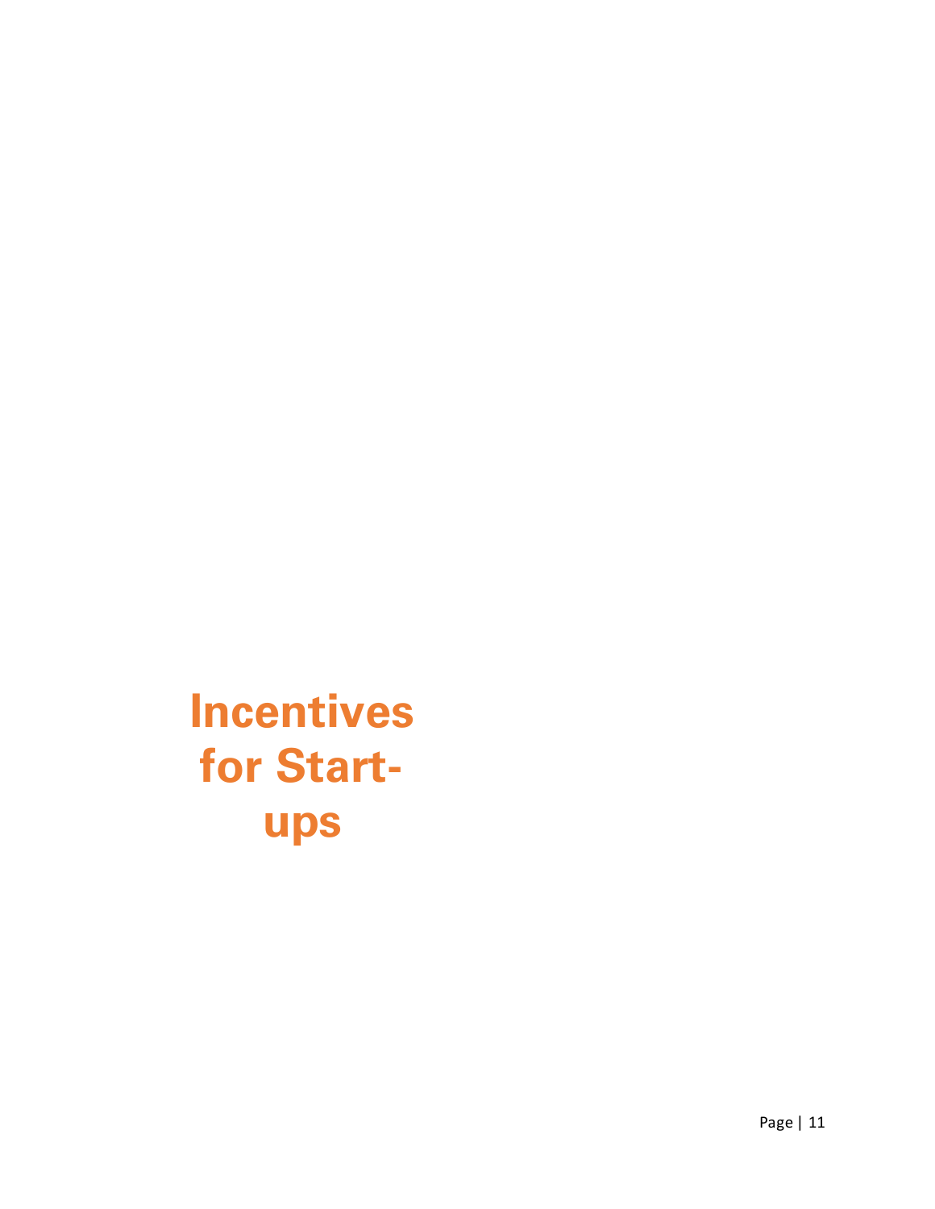# Incentives for Start-ups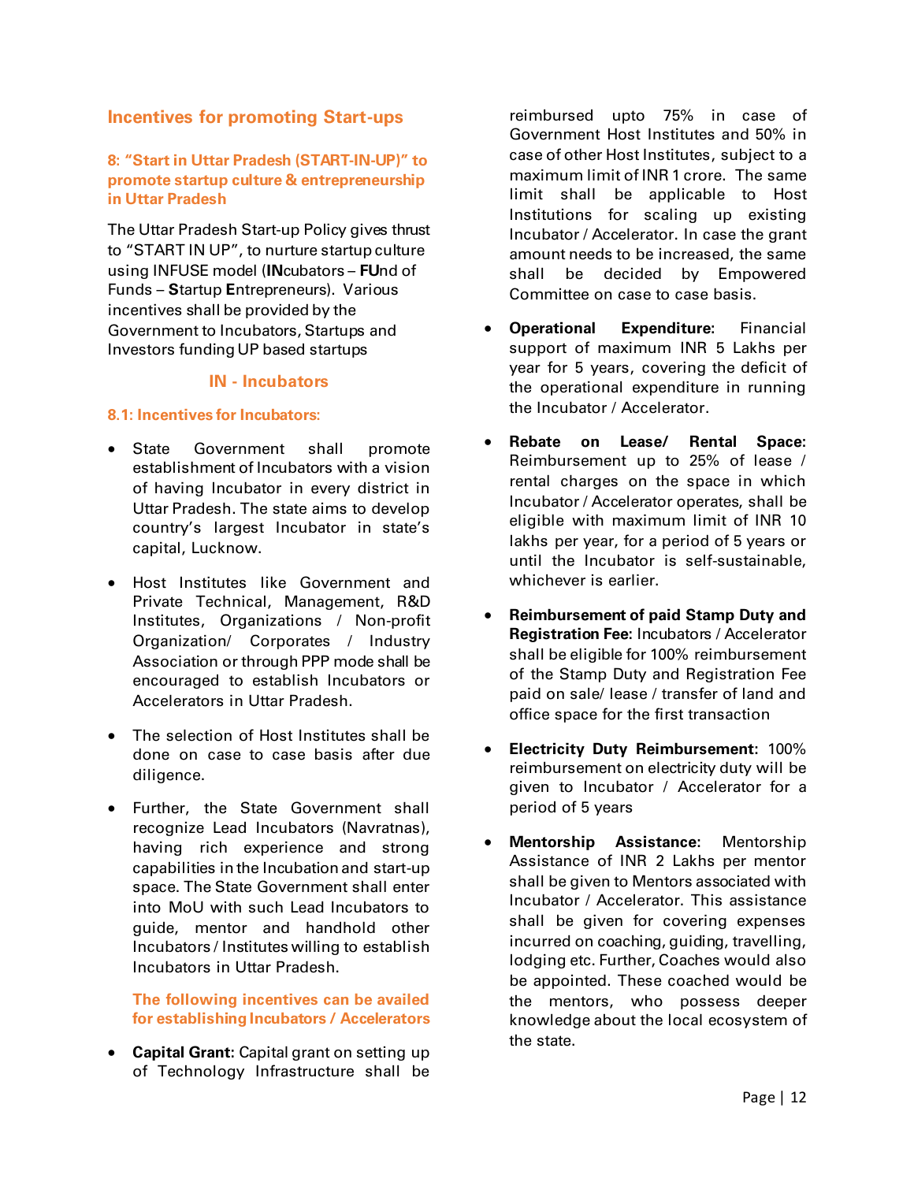## Incentives for promoting Start-ups

### 8: "Start in Uttar Pradesh (START-IN-UP)" to promote startup culture & entrepreneurship in Uttar Pradesh

The Uttar Pradesh Start-up Policy gives thrust to "START IN UP", to nurture startup culture using INFUSE model (**IN**cubators – **FU**nd of Funds – **S**tartup **E**ntrepreneurs). Various incentives shall be provided by the Government to Incubators, Startups and Investors funding UP based startups

### IN - Incubators

#### 8.1: Incentives for Incubators:

- State Government shall promote establishment of Incubators with a vision of having Incubator in every district in Uttar Pradesh. The state aims to develop country's largest Incubator in state's capital, Lucknow.
- Host Institutes like Government and Private Technical, Management, R&D Institutes, Organizations / Non-profit Organization/ Corporates / Industry Association or through PPP mode shall be encouraged to establish Incubators or Accelerators in Uttar Pradesh.
- The selection of Host Institutes shall be done on case to case basis after due diligence.
- Further, the State Government shall recognize Lead Incubators (Navratnas), having rich experience and strong capabilities in the Incubation and start-up space. The State Government shall enter into MoU with such Lead Incubators to guide, mentor and handhold other Incubators / Institutes willing to establish Incubators in Uttar Pradesh.

**The following incentives can be availed for establishing Incubators / Accelerators**

- **Capital Grant:** Capital grant on setting up of Technology Infrastructure shall be reimbursed upto 75% in case of Government Host Institutes and 50% in case of other Host Institutes, subject to a maximum limit of INR 1 crore. The same limit shall be applicable to Host Institutions for scaling up existing Incubator / Accelerator. In case the grant amount needs to be increased, the same shall be decided by Empowered Committee on case to case basis.
- **Operational Expenditure:** Financial support of maximum INR 5 Lakhs per year for 5 years, covering the deficit of the operational expenditure in running the Incubator / Accelerator.
- **Rebate on Lease/ Rental Space:** Reimbursement up to 25% of lease / rental charges on the space in which Incubator / Accelerator operates, shall be eligible with maximum limit of INR 10 lakhs per year, for a period of 5 years or until the Incubator is self-sustainable, whichever is earlier.
- **Reimbursement of paid Stamp Duty and Registration Fee:** Incubators / Accelerator shall be eligible for 100% reimbursement of the Stamp Duty and Registration Fee paid on sale/ lease / transfer of land and office space for the first transaction
- **Electricity Duty Reimbursement:** 100% reimbursement on electricity duty will be given to Incubator / Accelerator for a period of 5 years
- **Mentorship Assistance:** Mentorship Assistance of INR 2 Lakhs per mentor shall be given to Mentors associated with Incubator / Accelerator. This assistance shall be given for covering expenses incurred on coaching, guiding, travelling, lodging etc. Further, Coaches would also be appointed. These coached would be the mentors, who possess deeper knowledge about the local ecosystem of the state.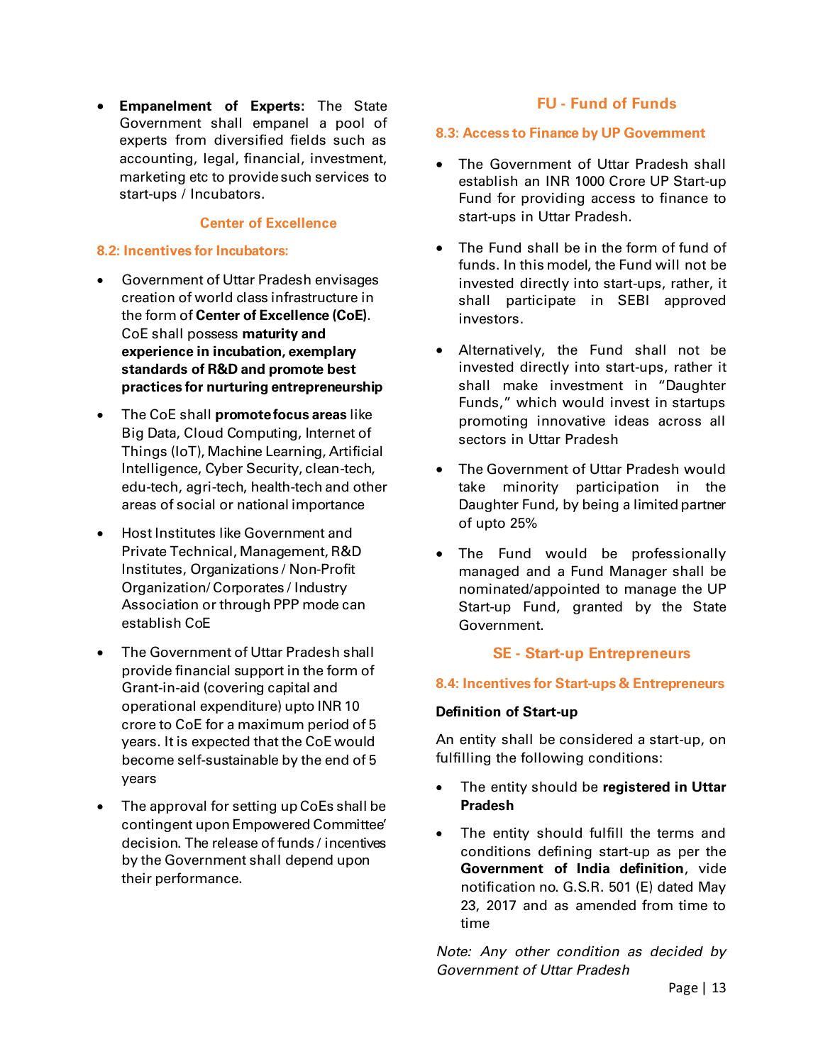- **Empanelment of Experts:** The State Government shall empanel a pool of experts from diversified fields such as accounting, legal, financial, investment, marketing etc to provide such services to start-ups / Incubators.

## Center of Excellence

### 8.2: Incentives for Incubators:

- Government of Uttar Pradesh envisages creation of world class infrastructure in the form of **Center of Excellence (CoE)**. CoE shall possess **maturity and experience in incubation, exemplary standards of R&D and promote best practices for nurturing entrepreneurship**
- The CoE shall **promote focus areas** like Big Data, Cloud Computing, Internet of Things (IoT), Machine Learning, Artificial Intelligence, Cyber Security, clean-tech, edu-tech, agri-tech, health-tech and other areas of social or national importance
- Host Institutes like Government and Private Technical, Management, R&D Institutes, Organizations / Non-Profit Organization/ Corporates / Industry Association or through PPP mode can establish CoE
- The Government of Uttar Pradesh shall provide financial support in the form of Grant-in-aid (covering capital and operational expenditure) upto INR 10 crore to CoE for a maximum period of 5 years. It is expected that the CoE would become self-sustainable by the end of 5 years
- The approval for setting up CoEs shall be contingent upon Empowered Committee' decision. The release of funds / incentives by the Government shall depend upon their performance.

## FU - Fund of Funds

### 8.3: Access to Finance by UP Government

- The Government of Uttar Pradesh shall establish an INR 1000 Crore UP Start-up Fund for providing access to finance to start-ups in Uttar Pradesh.
- The Fund shall be in the form of fund of funds. In this model, the Fund will not be invested directly into start-ups, rather, it shall participate in SEBI approved investors.
- Alternatively, the Fund shall not be invested directly into start-ups, rather it shall make investment in "Daughter Funds," which would invest in startups promoting innovative ideas across all sectors in Uttar Pradesh
- The Government of Uttar Pradesh would take minority participation in the Daughter Fund, by being a limited partner of upto 25%
- The Fund would be professionally managed and a Fund Manager shall be nominated/appointed to manage the UP Start-up Fund, granted by the State Government.

## SE - Start-up Entrepreneurs

### 8.4: Incentives for Start-ups & Entrepreneurs

**Definition of Start-up**

An entity shall be considered a start-up, on fulfilling the following conditions:

- The entity should be **registered in Uttar Pradesh**
- The entity should fulfill the terms and conditions defining start-up as per the **Government of India definition**, vide notification no. G.S.R. 501 (E) dated May 23, 2017 and as amended from time to time

*Note: Any other condition as decided by Government of Uttar Pradesh*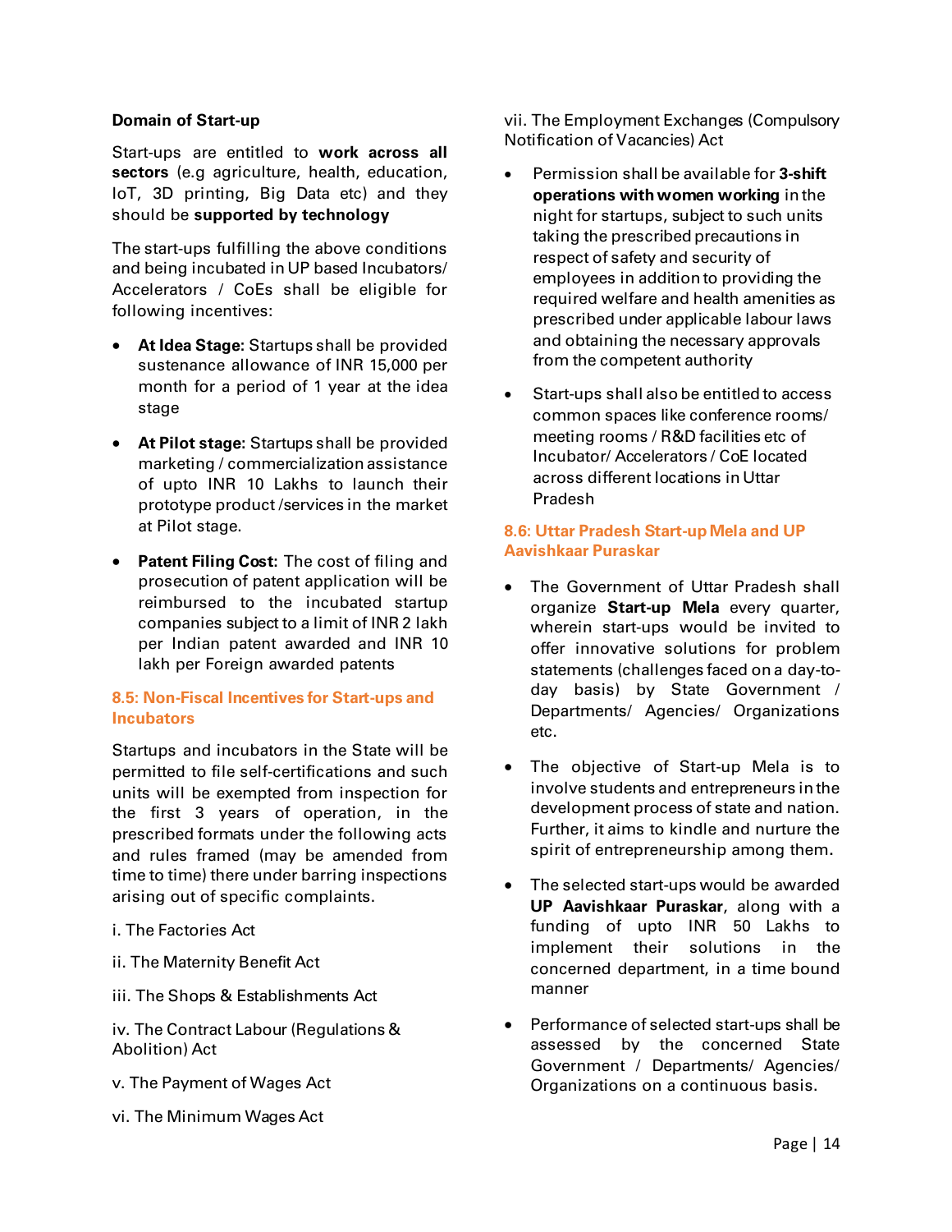**Domain of Start-up**

Start-ups are entitled to **work across all sectors** (e.g agriculture, health, education, IoT, 3D printing, Big Data etc) and they should be **supported by technology**

The start-ups fulfilling the above conditions and being incubated in UP based Incubators/ Accelerators / CoEs shall be eligible for following incentives:

- **At Idea Stage:** Startups shall be provided sustenance allowance of INR 15,000 per month for a period of 1 year at the idea stage
- **At Pilot stage:** Startups shall be provided marketing / commercialization assistance of upto INR 10 Lakhs to launch their prototype product /services in the market at Pilot stage.
- **Patent Filing Cost:** The cost of filing and prosecution of patent application will be reimbursed to the incubated startup companies subject to a limit of INR 2 lakh per Indian patent awarded and INR 10 lakh per Foreign awarded patents

### 8.5: Non-Fiscal Incentives for Start-ups and Incubators

Startups and incubators in the State will be permitted to file self-certifications and such units will be exempted from inspection for the first 3 years of operation, in the prescribed formats under the following acts and rules framed (may be amended from time to time) there under barring inspections arising out of specific complaints.

i. The Factories Act

ii. The Maternity Benefit Act

iii. The Shops & Establishments Act

iv. The Contract Labour (Regulations & Abolition) Act

v. The Payment of Wages Act

vi. The Minimum Wages Act

vii. The Employment Exchanges (Compulsory Notification of Vacancies) Act

- Permission shall be available for **3-shift operations with women working** in the night for startups, subject to such units taking the prescribed precautions in respect of safety and security of employees in addition to providing the required welfare and health amenities as prescribed under applicable labour laws and obtaining the necessary approvals from the competent authority
- Start-ups shall also be entitled to access common spaces like conference rooms/ meeting rooms / R&D facilities etc of Incubator/ Accelerators / CoE located across different locations in Uttar Pradesh

### 8.6: Uttar Pradesh Start-up Mela and UP Aavishkaar Puraskar

- The Government of Uttar Pradesh shall organize **Start-up Mela** every quarter, wherein start-ups would be invited to offer innovative solutions for problem statements (challenges faced on a day-to-day basis) by State Government / Departments/ Agencies/ Organizations etc.
- The objective of Start-up Mela is to involve students and entrepreneurs in the development process of state and nation. Further, it aims to kindle and nurture the spirit of entrepreneurship among them.
- The selected start-ups would be awarded **UP Aavishkaar Puraskar**, along with a funding of upto INR 50 Lakhs to implement their solutions in the concerned department, in a time bound manner
- Performance of selected start-ups shall be assessed by the concerned State Government / Departments/ Agencies/ Organizations on a continuous basis.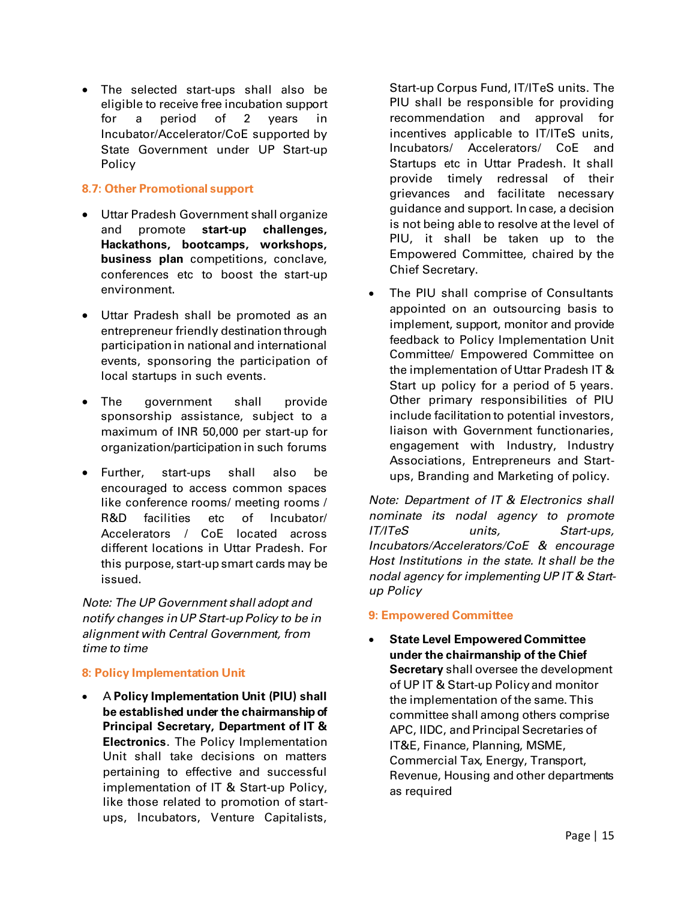- The selected start-ups shall also be eligible to receive free incubation support for a period of 2 years in Incubator/Accelerator/CoE supported by State Government under UP Start-up Policy

### 8.7: Other Promotional support

- Uttar Pradesh Government shall organize and promote **start-up challenges, Hackathons, bootcamps, workshops, business plan** competitions, conclave, conferences etc to boost the start-up environment.
- Uttar Pradesh shall be promoted as an entrepreneur friendly destination through participation in national and international events, sponsoring the participation of local startups in such events.
- The government shall provide sponsorship assistance, subject to a maximum of INR 50,000 per start-up for organization/participation in such forums
- Further, start-ups shall also be encouraged to access common spaces like conference rooms/ meeting rooms / R&D facilities etc of Incubator/ Accelerators / CoE located across different locations in Uttar Pradesh. For this purpose, start-up smart cards may be issued.

*Note: The UP Government shall adopt and notify changes in UP Start-up Policy to be in alignment with Central Government, from time to time*

## 8: Policy Implementation Unit

- A **Policy Implementation Unit (PIU) shall be established under the chairmanship of Principal Secretary, Department of IT & Electronics**. The Policy Implementation Unit shall take decisions on matters pertaining to effective and successful implementation of IT & Start-up Policy, like those related to promotion of start-ups, Incubators, Venture Capitalists, Start-up Corpus Fund, IT/ITeS units. The PIU shall be responsible for providing recommendation and approval for incentives applicable to IT/ITeS units, Incubators/ Accelerators/ CoE and Startups etc in Uttar Pradesh. It shall provide timely redressal of their grievances and facilitate necessary guidance and support. In case, a decision is not being able to resolve at the level of PIU, it shall be taken up to the Empowered Committee, chaired by the Chief Secretary.
- The PIU shall comprise of Consultants appointed on an outsourcing basis to implement, support, monitor and provide feedback to Policy Implementation Unit Committee/ Empowered Committee on the implementation of Uttar Pradesh IT & Start up policy for a period of 5 years. Other primary responsibilities of PIU include facilitation to potential investors, liaison with Government functionaries, engagement with Industry, Industry Associations, Entrepreneurs and Start-ups, Branding and Marketing of policy.

*Note: Department of IT & Electronics shall nominate its nodal agency to promote IT/ITeS units, Start-ups, Incubators/Accelerators/CoE & encourage Host Institutions in the state. It shall be the nodal agency for implementing UP IT & Start-up Policy*

## 9: Empowered Committee

- **State Level Empowered Committee under the chairmanship of the Chief Secretary** shall oversee the development of UP IT & Start-up Policy and monitor the implementation of the same. This committee shall among others comprise APC, IIDC, and Principal Secretaries of IT&E, Finance, Planning, MSME, Commercial Tax, Energy, Transport, Revenue, Housing and other departments as required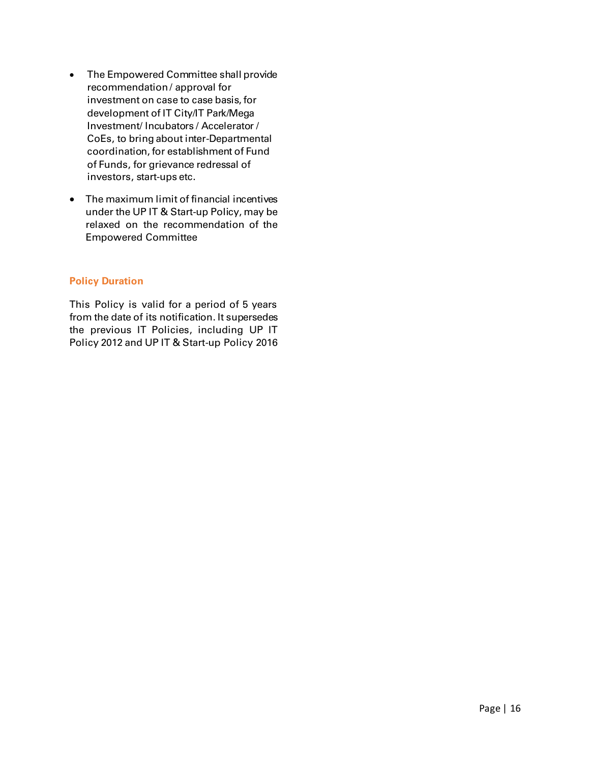- The Empowered Committee shall provide recommendation / approval for investment on case to case basis, for development of IT City/IT Park/Mega Investment/ Incubators / Accelerator / CoEs, to bring about inter-Departmental coordination, for establishment of Fund of Funds, for grievance redressal of investors, start-ups etc.
- The maximum limit of financial incentives under the UP IT & Start-up Policy, may be relaxed on the recommendation of the Empowered Committee

## Policy Duration

This Policy is valid for a period of 5 years from the date of its notification. It supersedes the previous IT Policies, including UP IT Policy 2012 and UP IT & Start-up Policy 2016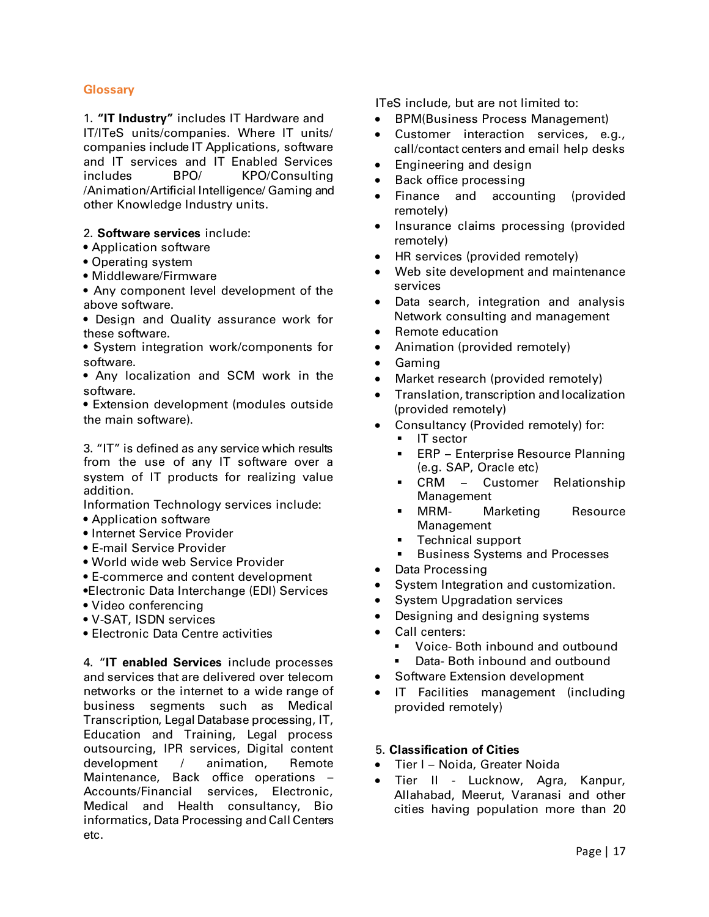## Glossary

1. **"IT Industry"** includes IT Hardware and IT/ITeS units/companies. Where IT units/ companies include IT Applications, software and IT services and IT Enabled Services includes BPO/ KPO/Consulting /Animation/Artificial Intelligence/ Gaming and other Knowledge Industry units.

2. **Software services** include:

- Application software
- Operating system
- Middleware/Firmware
- Any component level development of the above software.
- Design and Quality assurance work for these software.
- System integration work/components for software.
- Any localization and SCM work in the software.
- Extension development (modules outside the main software).

3. "IT" is defined as any service which results from the use of any IT software over a system of IT products for realizing value addition.

Information Technology services include:

- Application software
- Internet Service Provider
- E-mail Service Provider
- World wide web Service Provider
- E-commerce and content development
- Electronic Data Interchange (EDI) Services
- Video conferencing
- V-SAT, ISDN services
- Electronic Data Centre activities

4. "**IT enabled Services** include processes and services that are delivered over telecom networks or the internet to a wide range of business segments such as Medical Transcription, Legal Database processing, IT, Education and Training, Legal process outsourcing, IPR services, Digital content development / animation, Remote Maintenance, Back office operations – Accounts/Financial services, Electronic, Medical and Health consultancy, Bio informatics, Data Processing and Call Centers etc.

ITeS include, but are not limited to:

- BPM(Business Process Management)
- Customer interaction services, e.g., call/contact centers and email help desks
- Engineering and design
- Back office processing
- Finance and accounting (provided remotely)
- Insurance claims processing (provided remotely)
- HR services (provided remotely)
- Web site development and maintenance services
- Data search, integration and analysis Network consulting and management
- Remote education
- Animation (provided remotely)
- Gaming
- Market research (provided remotely)
- Translation, transcription and localization (provided remotely)
- Consultancy (Provided remotely) for:
  - IT sector
  - ERP – Enterprise Resource Planning (e.g. SAP, Oracle etc)
  - CRM – Customer Relationship Management
  - MRM- Marketing Resource Management
  - Technical support
  - Business Systems and Processes
- Data Processing
- System Integration and customization.
- System Upgradation services
- Designing and designing systems
- Call centers:
  - Voice- Both inbound and outbound
  - Data- Both inbound and outbound
- Software Extension development
- IT Facilities management (including provided remotely)

5. **Classification of Cities**

- Tier I – Noida, Greater Noida
- Tier II - Lucknow, Agra, Kanpur, Allahabad, Meerut, Varanasi and other cities having population more than 20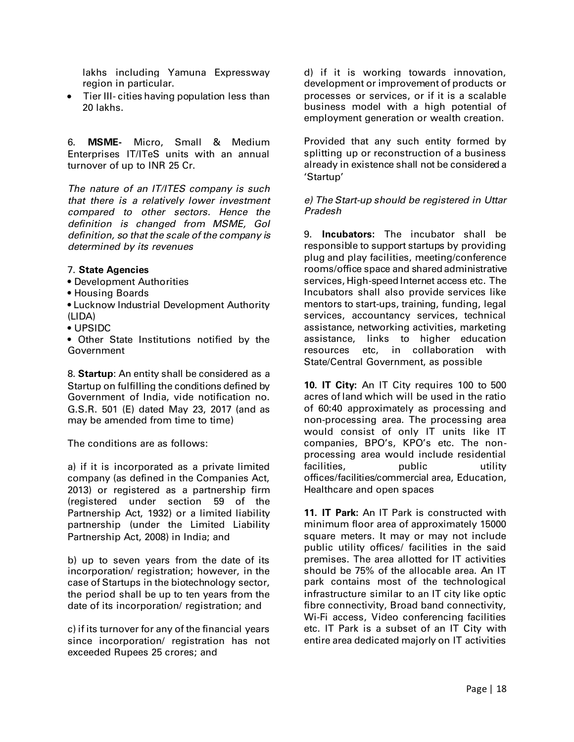lakhs including Yamuna Expressway region in particular.

- Tier III- cities having population less than 20 lakhs.

6. **MSME-** Micro, Small & Medium Enterprises IT/ITeS units with an annual turnover of up to INR 25 Cr.

*The nature of an IT/ITES company is such that there is a relatively lower investment compared to other sectors. Hence the definition is changed from MSME, GoI definition, so that the scale of the company is determined by its revenues*

7. **State Agencies**

- Development Authorities
- Housing Boards
- Lucknow Industrial Development Authority (LIDA)
- UPSIDC
- Other State Institutions notified by the Government

8. **Startup**: An entity shall be considered as a Startup on fulfilling the conditions defined by Government of India, vide notification no. G.S.R. 501 (E) dated May 23, 2017 (and as may be amended from time to time)

The conditions are as follows:

a) if it is incorporated as a private limited company (as defined in the Companies Act, 2013) or registered as a partnership firm (registered under section 59 of the Partnership Act, 1932) or a limited liability partnership (under the Limited Liability Partnership Act, 2008) in India; and

b) up to seven years from the date of its incorporation/ registration; however, in the case of Startups in the biotechnology sector, the period shall be up to ten years from the date of its incorporation/ registration; and

c) if its turnover for any of the financial years since incorporation/ registration has not exceeded Rupees 25 crores; and

d) if it is working towards innovation, development or improvement of products or processes or services, or if it is a scalable business model with a high potential of employment generation or wealth creation.

Provided that any such entity formed by splitting up or reconstruction of a business already in existence shall not be considered a 'Startup'

*e) The Start-up should be registered in Uttar Pradesh*

9. **Incubators:** The incubator shall be responsible to support startups by providing plug and play facilities, meeting/conference rooms/office space and shared administrative services, High-speed Internet access etc. The Incubators shall also provide services like mentors to start-ups, training, funding, legal services, accountancy services, technical assistance, networking activities, marketing assistance, links to higher education resources etc, in collaboration with State/Central Government, as possible

**10. IT City:** An IT City requires 100 to 500 acres of land which will be used in the ratio of 60:40 approximately as processing and non-processing area. The processing area would consist of only IT units like IT companies, BPO's, KPO's etc. The non-processing area would include residential facilities, public utility offices/facilities/commercial area, Education, Healthcare and open spaces

**11. IT Park:** An IT Park is constructed with minimum floor area of approximately 15000 square meters. It may or may not include public utility offices/ facilities in the said premises. The area allotted for IT activities should be 75% of the allocable area. An IT park contains most of the technological infrastructure similar to an IT city like optic fibre connectivity, Broad band connectivity, Wi-Fi access, Video conferencing facilities etc. IT Park is a subset of an IT City with entire area dedicated majorly on IT activities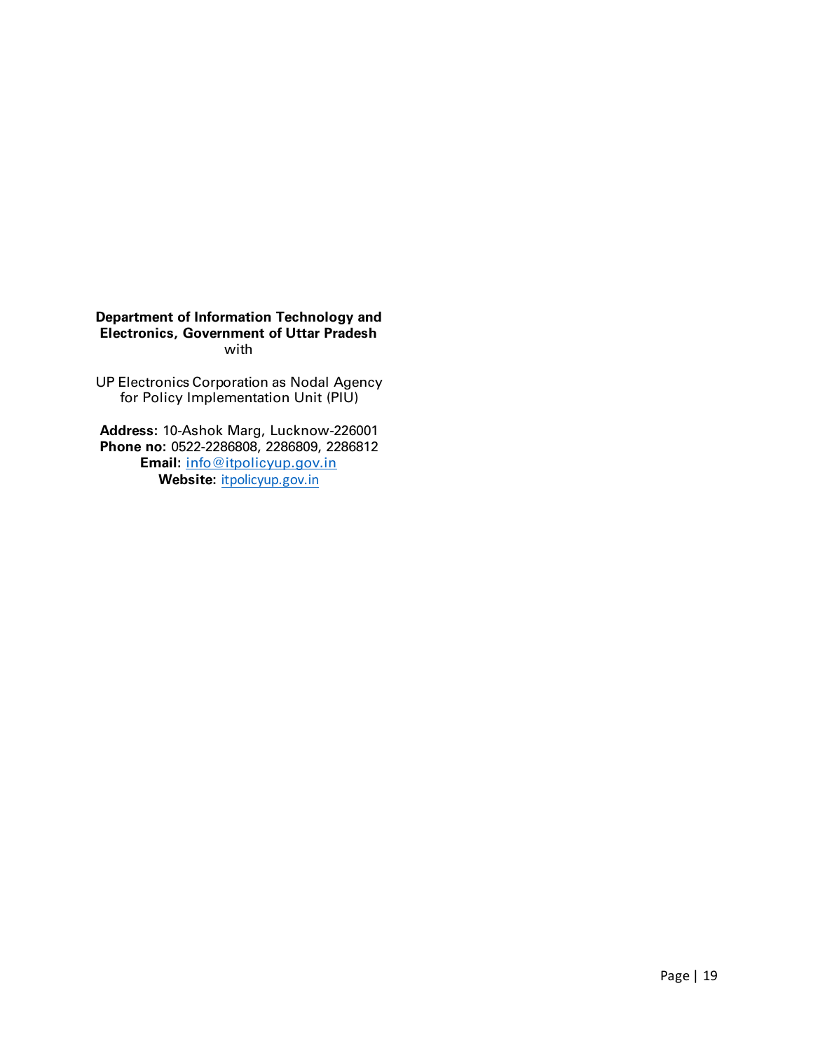**Department of Information Technology and Electronics, Government of Uttar Pradesh**
with

UP Electronics Corporation as Nodal Agency for Policy Implementation Unit (PIU)

**Address:** 10-Ashok Marg, Lucknow-226001
**Phone no:** 0522-2286808, 2286809, 2286812
**Email:** info@itpolicyup.gov.in
**Website:** itpolicyup.gov.in